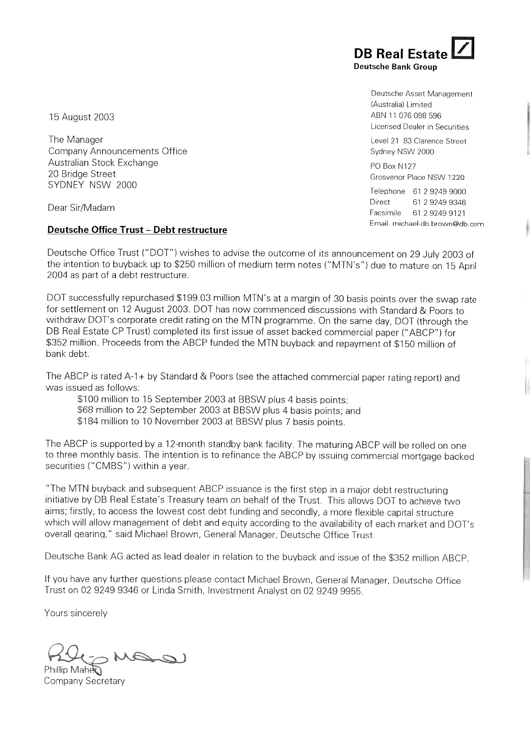**DB Real Estate**
**Deutsche Bank Group**

Deutsche Asset Management
(Australia) Limited
ABN 11 076 098 596
Licensed Dealer in Securities

Level 21 83 Clarence Street
Sydney NSW 2000

PO Box N127
Grosvenor Place NSW 1220

Telephone 61 2 9249 9000
Direct 61 2 9249 9346
Facsimile 61 2 9249 9121
Email michael-db.brown@db.com

15 August 2003

The Manager
Company Announcements Office
Australian Stock Exchange
20 Bridge Street
SYDNEY NSW 2000

Dear Sir/Madam

**Deutsche Office Trust – Debt restructure**

Deutsche Office Trust ("DOT") wishes to advise the outcome of its announcement on 29 July 2003 of the intention to buyback up to $250 million of medium term notes ("MTN's") due to mature on 15 April 2004 as part of a debt restructure.

DOT successfully repurchased $199.03 million MTN's at a margin of 30 basis points over the swap rate for settlement on 12 August 2003. DOT has now commenced discussions with Standard & Poors to withdraw DOT's corporate credit rating on the MTN programme. On the same day, DOT (through the DB Real Estate CP Trust) completed its first issue of asset backed commercial paper ("ABCP") for $352 million. Proceeds from the ABCP funded the MTN buyback and repayment of $150 million of bank debt.

The ABCP is rated A-1+ by Standard & Poors (see the attached commercial paper rating report) and was issued as follows:

- $100 million to 15 September 2003 at BBSW plus 4 basis points;
- $68 million to 22 September 2003 at BBSW plus 4 basis points; and
- $184 million to 10 November 2003 at BBSW plus 7 basis points.

The ABCP is supported by a 12-month standby bank facility. The maturing ABCP will be rolled on one to three monthly basis. The intention is to refinance the ABCP by issuing commercial mortgage backed securities ("CMBS") within a year.

"The MTN buyback and subsequent ABCP issuance is the first step in a major debt restructuring initiative by DB Real Estate's Treasury team on behalf of the Trust. This allows DOT to achieve two aims; firstly, to access the lowest cost debt funding and secondly, a more flexible capital structure which will allow management of debt and equity according to the availability of each market and DOT's overall gearing," said Michael Brown, General Manager, Deutsche Office Trust.

Deutsche Bank AG acted as lead dealer in relation to the buyback and issue of the $352 million ABCP.

If you have any further questions please contact Michael Brown, General Manager, Deutsche Office Trust on 02 9249 9346 or Linda Smith, Investment Analyst on 02 9249 9955.

Yours sincerely

Phillip Maher
Company Secretary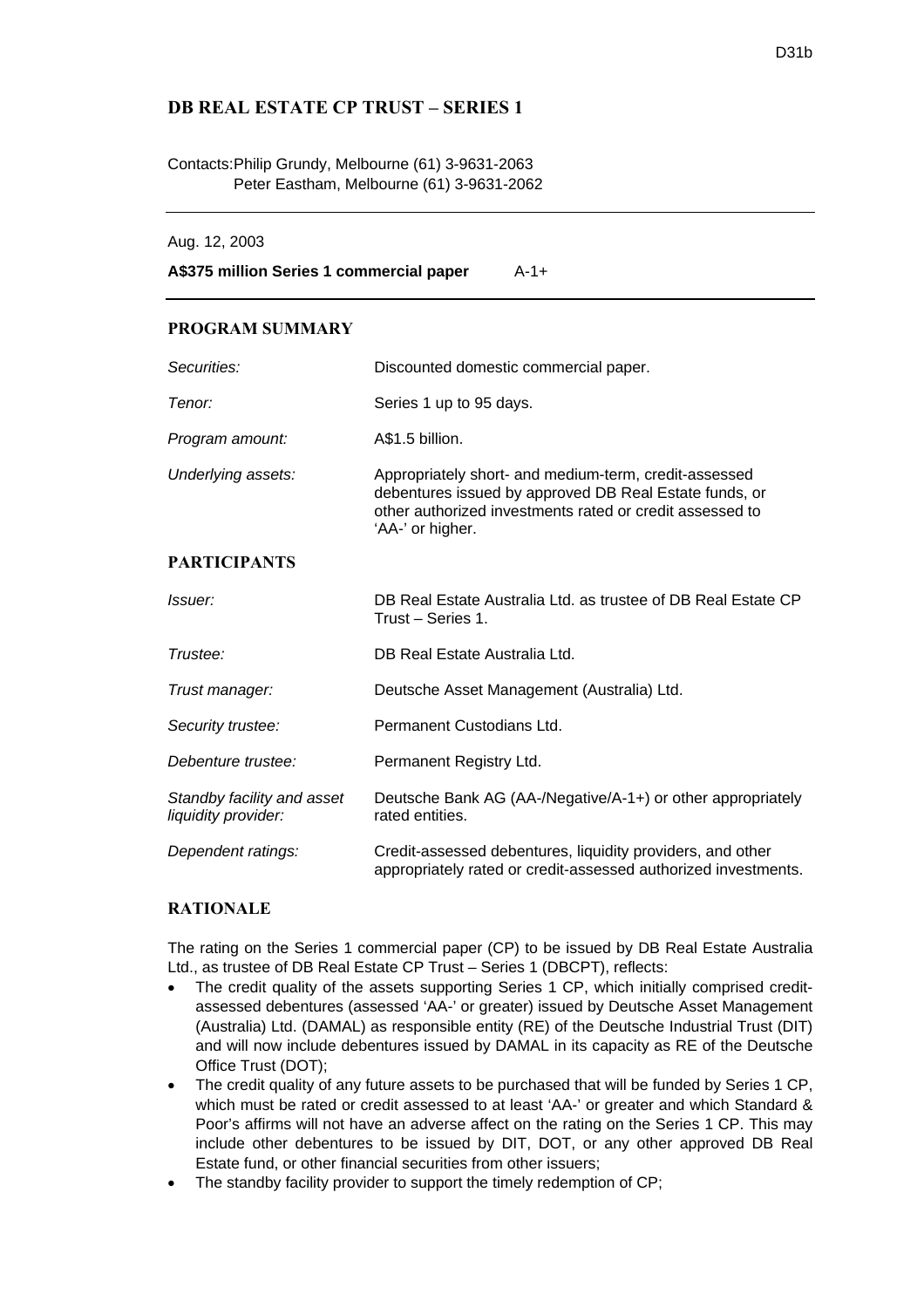# DB REAL ESTATE CP TRUST – SERIES 1

Contacts: Philip Grundy, Melbourne (61) 3-9631-2063
Peter Eastham, Melbourne (61) 3-9631-2062

---

Aug. 12, 2003

**A$375 million Series 1 commercial paper** A-1+

---

## PROGRAM SUMMARY

| | |
|---|---|
| *Securities:* | Discounted domestic commercial paper. |
| *Tenor:* | Series 1 up to 95 days. |
| *Program amount:* | A$1.5 billion. |
| *Underlying assets:* | Appropriately short- and medium-term, credit-assessed debentures issued by approved DB Real Estate funds, or other authorized investments rated or credit assessed to 'AA-' or higher. |

## PARTICIPANTS

| | |
|---|---|
| *Issuer:* | DB Real Estate Australia Ltd. as trustee of DB Real Estate CP Trust – Series 1. |
| *Trustee:* | DB Real Estate Australia Ltd. |
| *Trust manager:* | Deutsche Asset Management (Australia) Ltd. |
| *Security trustee:* | Permanent Custodians Ltd. |
| *Debenture trustee:* | Permanent Registry Ltd. |
| *Standby facility and asset liquidity provider:* | Deutsche Bank AG (AA-/Negative/A-1+) or other appropriately rated entities. |
| *Dependent ratings:* | Credit-assessed debentures, liquidity providers, and other appropriately rated or credit-assessed authorized investments. |

## RATIONALE

The rating on the Series 1 commercial paper (CP) to be issued by DB Real Estate Australia Ltd., as trustee of DB Real Estate CP Trust – Series 1 (DBCPT), reflects:

- The credit quality of the assets supporting Series 1 CP, which initially comprised credit-assessed debentures (assessed 'AA-' or greater) issued by Deutsche Asset Management (Australia) Ltd. (DAMAL) as responsible entity (RE) of the Deutsche Industrial Trust (DIT) and will now include debentures issued by DAMAL in its capacity as RE of the Deutsche Office Trust (DOT);
- The credit quality of any future assets to be purchased that will be funded by Series 1 CP, which must be rated or credit assessed to at least 'AA-' or greater and which Standard & Poor's affirms will not have an adverse affect on the rating on the Series 1 CP. This may include other debentures to be issued by DIT, DOT, or any other approved DB Real Estate fund, or other financial securities from other issuers;
- The standby facility provider to support the timely redemption of CP;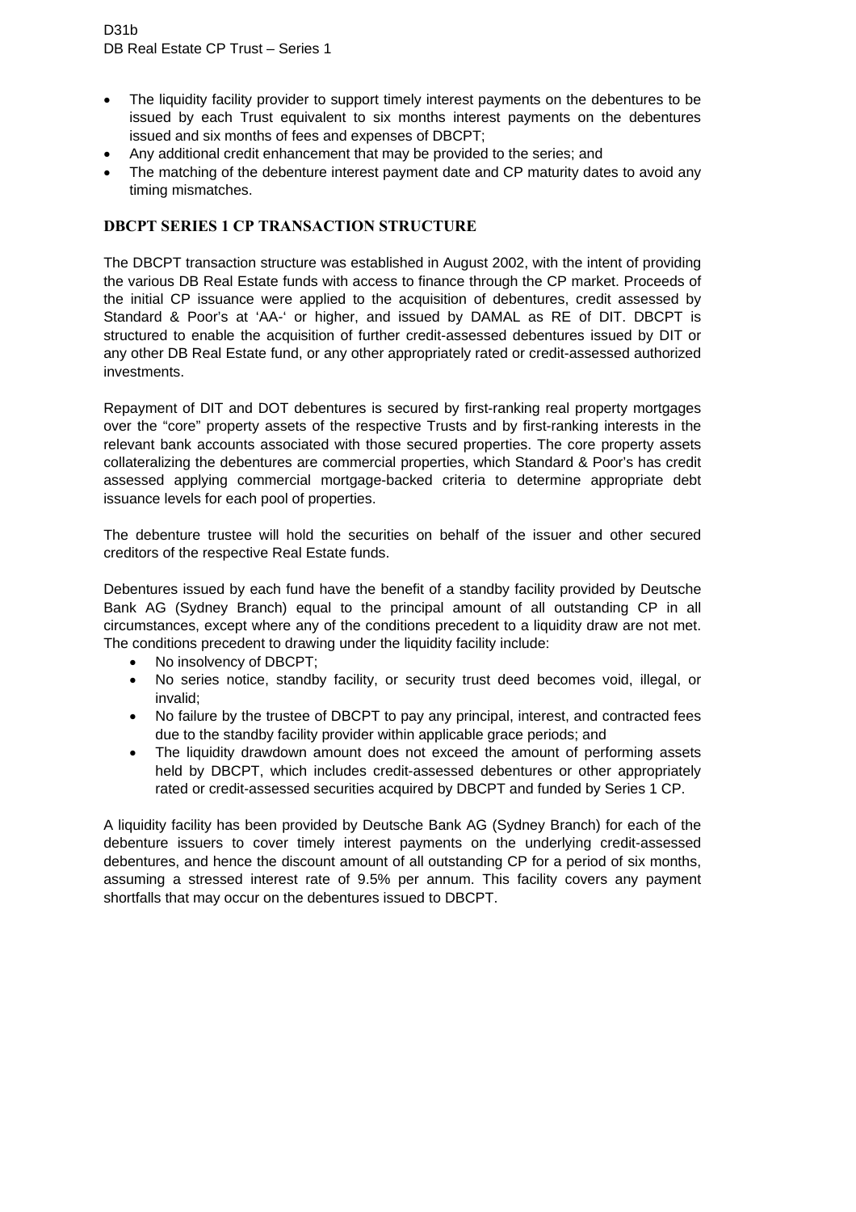- The liquidity facility provider to support timely interest payments on the debentures to be issued by each Trust equivalent to six months interest payments on the debentures issued and six months of fees and expenses of DBCPT;
- Any additional credit enhancement that may be provided to the series; and
- The matching of the debenture interest payment date and CP maturity dates to avoid any timing mismatches.

## DBCPT SERIES 1 CP TRANSACTION STRUCTURE

The DBCPT transaction structure was established in August 2002, with the intent of providing the various DB Real Estate funds with access to finance through the CP market. Proceeds of the initial CP issuance were applied to the acquisition of debentures, credit assessed by Standard & Poor's at 'AA-' or higher, and issued by DAMAL as RE of DIT. DBCPT is structured to enable the acquisition of further credit-assessed debentures issued by DIT or any other DB Real Estate fund, or any other appropriately rated or credit-assessed authorized investments.

Repayment of DIT and DOT debentures is secured by first-ranking real property mortgages over the "core" property assets of the respective Trusts and by first-ranking interests in the relevant bank accounts associated with those secured properties. The core property assets collateralizing the debentures are commercial properties, which Standard & Poor's has credit assessed applying commercial mortgage-backed criteria to determine appropriate debt issuance levels for each pool of properties.

The debenture trustee will hold the securities on behalf of the issuer and other secured creditors of the respective Real Estate funds.

Debentures issued by each fund have the benefit of a standby facility provided by Deutsche Bank AG (Sydney Branch) equal to the principal amount of all outstanding CP in all circumstances, except where any of the conditions precedent to a liquidity draw are not met. The conditions precedent to drawing under the liquidity facility include:

- No insolvency of DBCPT;
- No series notice, standby facility, or security trust deed becomes void, illegal, or invalid;
- No failure by the trustee of DBCPT to pay any principal, interest, and contracted fees due to the standby facility provider within applicable grace periods; and
- The liquidity drawdown amount does not exceed the amount of performing assets held by DBCPT, which includes credit-assessed debentures or other appropriately rated or credit-assessed securities acquired by DBCPT and funded by Series 1 CP.

A liquidity facility has been provided by Deutsche Bank AG (Sydney Branch) for each of the debenture issuers to cover timely interest payments on the underlying credit-assessed debentures, and hence the discount amount of all outstanding CP for a period of six months, assuming a stressed interest rate of 9.5% per annum. This facility covers any payment shortfalls that may occur on the debentures issued to DBCPT.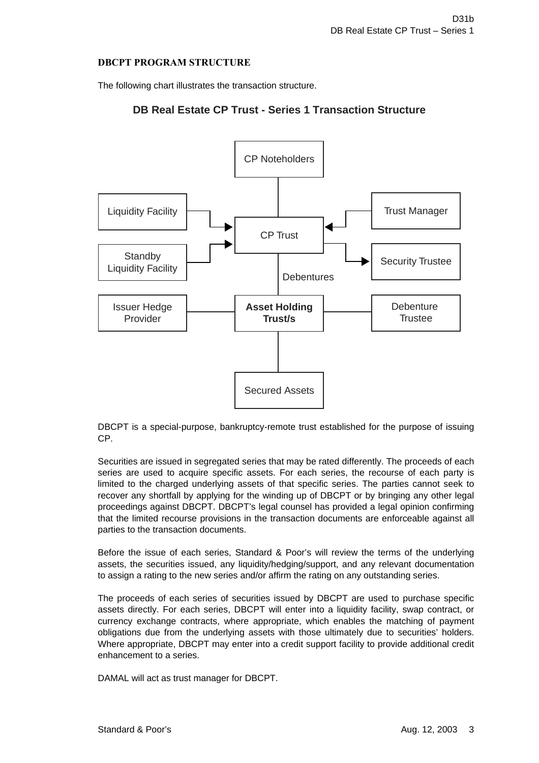## DBCPT PROGRAM STRUCTURE

The following chart illustrates the transaction structure.

### DB Real Estate CP Trust - Series 1 Transaction Structure

CP Noteholders

Liquidity Facility

Trust Manager

CP Trust

Standby Liquidity Facility

Security Trustee

Debentures

Issuer Hedge Provider

**Asset Holding Trust/s**

Debenture Trustee

Secured Assets

DBCPT is a special-purpose, bankruptcy-remote trust established for the purpose of issuing CP.

Securities are issued in segregated series that may be rated differently. The proceeds of each series are used to acquire specific assets. For each series, the recourse of each party is limited to the charged underlying assets of that specific series. The parties cannot seek to recover any shortfall by applying for the winding up of DBCPT or by bringing any other legal proceedings against DBCPT. DBCPT's legal counsel has provided a legal opinion confirming that the limited recourse provisions in the transaction documents are enforceable against all parties to the transaction documents.

Before the issue of each series, Standard & Poor's will review the terms of the underlying assets, the securities issued, any liquidity/hedging/support, and any relevant documentation to assign a rating to the new series and/or affirm the rating on any outstanding series.

The proceeds of each series of securities issued by DBCPT are used to purchase specific assets directly. For each series, DBCPT will enter into a liquidity facility, swap contract, or currency exchange contracts, where appropriate, which enables the matching of payment obligations due from the underlying assets with those ultimately due to securities' holders. Where appropriate, DBCPT may enter into a credit support facility to provide additional credit enhancement to a series.

DAMAL will act as trust manager for DBCPT.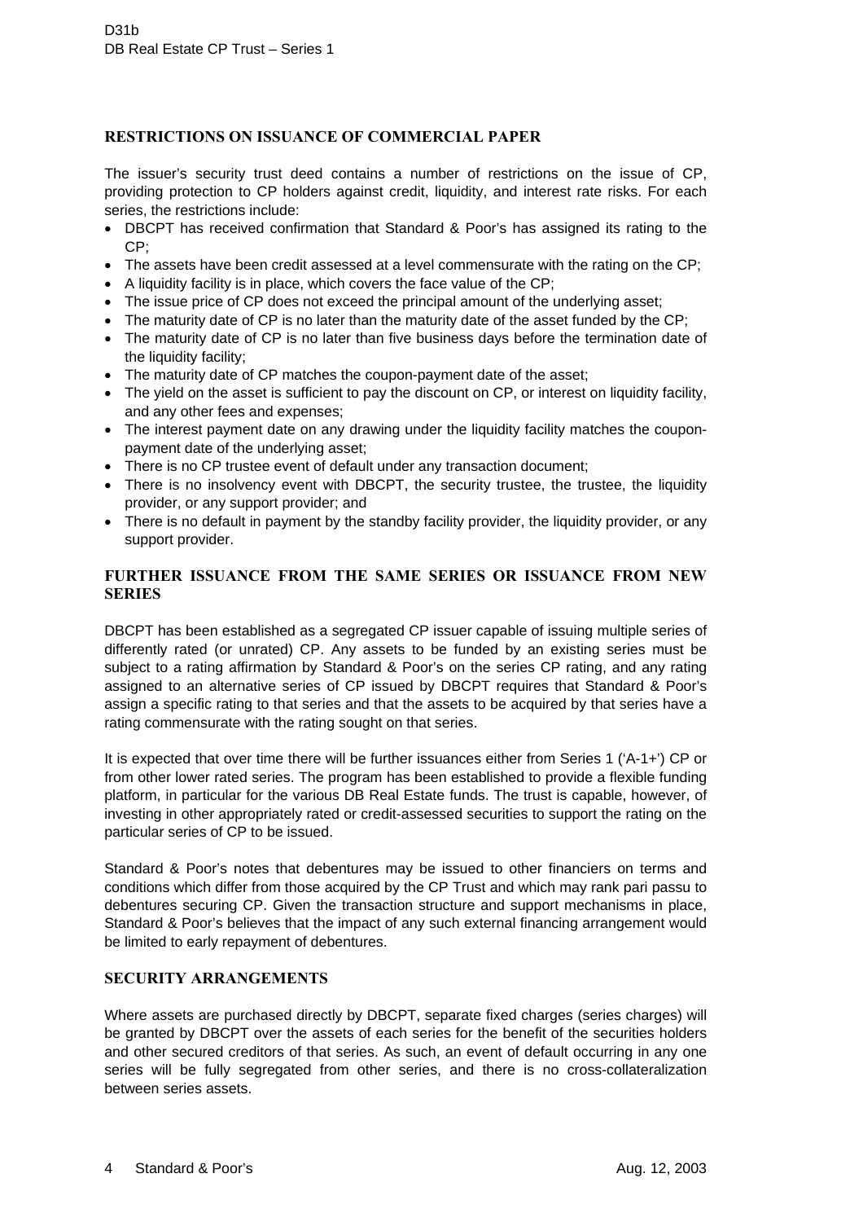## RESTRICTIONS ON ISSUANCE OF COMMERCIAL PAPER

The issuer's security trust deed contains a number of restrictions on the issue of CP, providing protection to CP holders against credit, liquidity, and interest rate risks. For each series, the restrictions include:

- DBCPT has received confirmation that Standard & Poor's has assigned its rating to the CP;
- The assets have been credit assessed at a level commensurate with the rating on the CP;
- A liquidity facility is in place, which covers the face value of the CP;
- The issue price of CP does not exceed the principal amount of the underlying asset;
- The maturity date of CP is no later than the maturity date of the asset funded by the CP;
- The maturity date of CP is no later than five business days before the termination date of the liquidity facility;
- The maturity date of CP matches the coupon-payment date of the asset;
- The yield on the asset is sufficient to pay the discount on CP, or interest on liquidity facility, and any other fees and expenses;
- The interest payment date on any drawing under the liquidity facility matches the coupon-payment date of the underlying asset;
- There is no CP trustee event of default under any transaction document;
- There is no insolvency event with DBCPT, the security trustee, the trustee, the liquidity provider, or any support provider; and
- There is no default in payment by the standby facility provider, the liquidity provider, or any support provider.

## FURTHER ISSUANCE FROM THE SAME SERIES OR ISSUANCE FROM NEW SERIES

DBCPT has been established as a segregated CP issuer capable of issuing multiple series of differently rated (or unrated) CP. Any assets to be funded by an existing series must be subject to a rating affirmation by Standard & Poor's on the series CP rating, and any rating assigned to an alternative series of CP issued by DBCPT requires that Standard & Poor's assign a specific rating to that series and that the assets to be acquired by that series have a rating commensurate with the rating sought on that series.

It is expected that over time there will be further issuances either from Series 1 ('A-1+') CP or from other lower rated series. The program has been established to provide a flexible funding platform, in particular for the various DB Real Estate funds. The trust is capable, however, of investing in other appropriately rated or credit-assessed securities to support the rating on the particular series of CP to be issued.

Standard & Poor's notes that debentures may be issued to other financiers on terms and conditions which differ from those acquired by the CP Trust and which may rank pari passu to debentures securing CP. Given the transaction structure and support mechanisms in place, Standard & Poor's believes that the impact of any such external financing arrangement would be limited to early repayment of debentures.

## SECURITY ARRANGEMENTS

Where assets are purchased directly by DBCPT, separate fixed charges (series charges) will be granted by DBCPT over the assets of each series for the benefit of the securities holders and other secured creditors of that series. As such, an event of default occurring in any one series will be fully segregated from other series, and there is no cross-collateralization between series assets.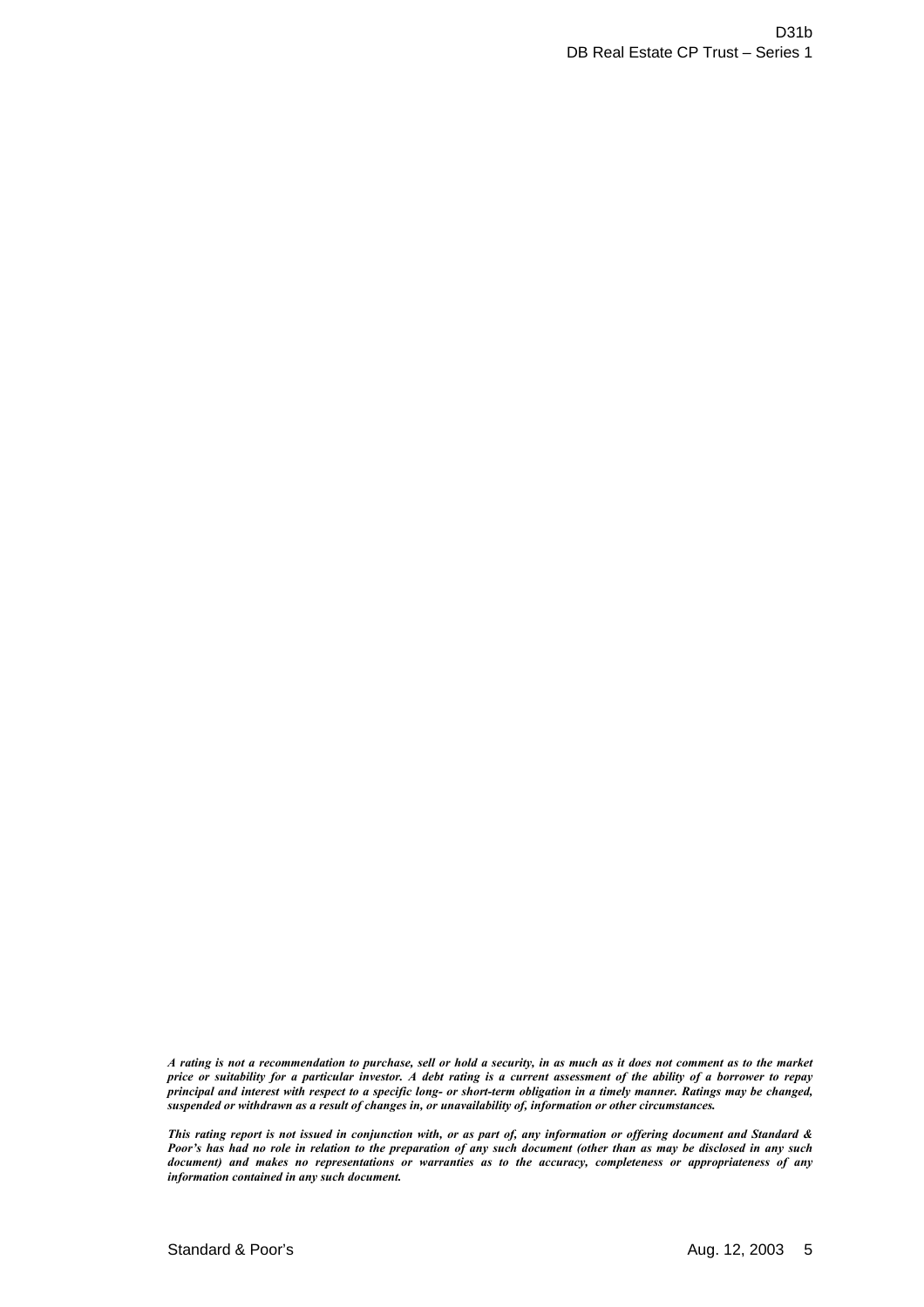***A rating is not a recommendation to purchase, sell or hold a security, in as much as it does not comment as to the market price or suitability for a particular investor. A debt rating is a current assessment of the ability of a borrower to repay principal and interest with respect to a specific long- or short-term obligation in a timely manner. Ratings may be changed, suspended or withdrawn as a result of changes in, or unavailability of, information or other circumstances.***

***This rating report is not issued in conjunction with, or as part of, any information or offering document and Standard & Poor's has had no role in relation to the preparation of any such document (other than as may be disclosed in any such document) and makes no representations or warranties as to the accuracy, completeness or appropriateness of any information contained in any such document.***